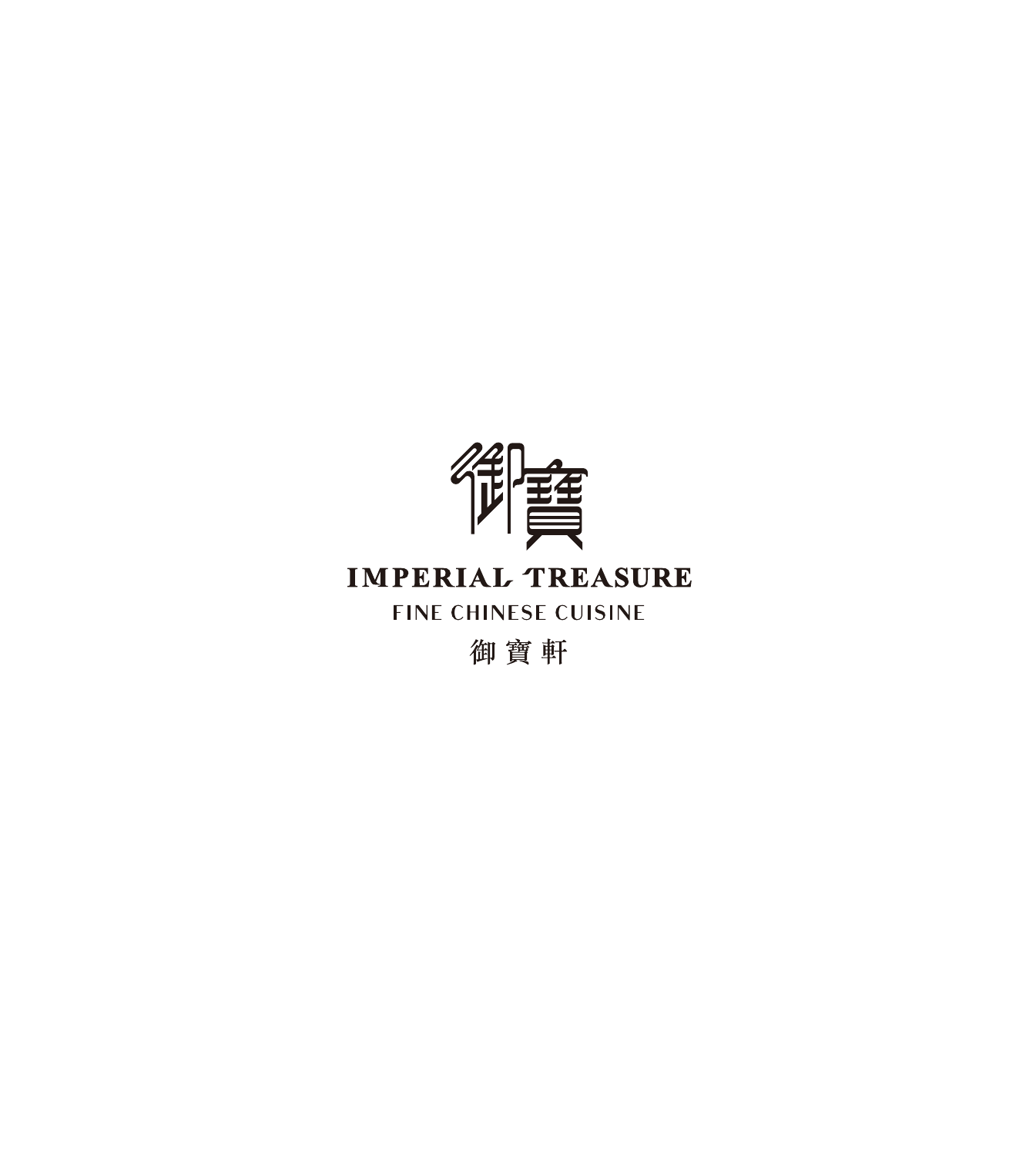# IMPERIAL TREASURE

FINE CHINESE CUISINE

御 寶 軒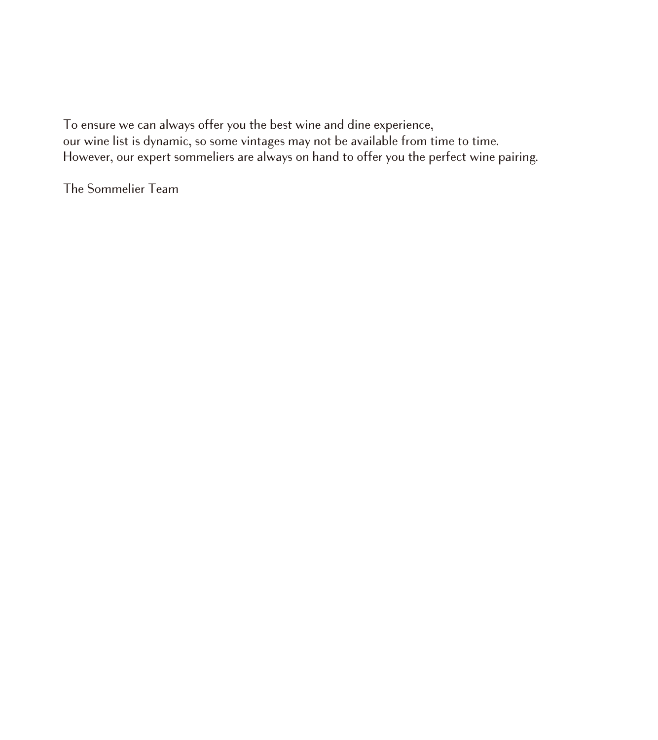To ensure we can always offer you the best wine and dine experience,
our wine list is dynamic, so some vintages may not be available from time to time.
However, our expert sommeliers are always on hand to offer you the perfect wine pairing.

The Sommelier Team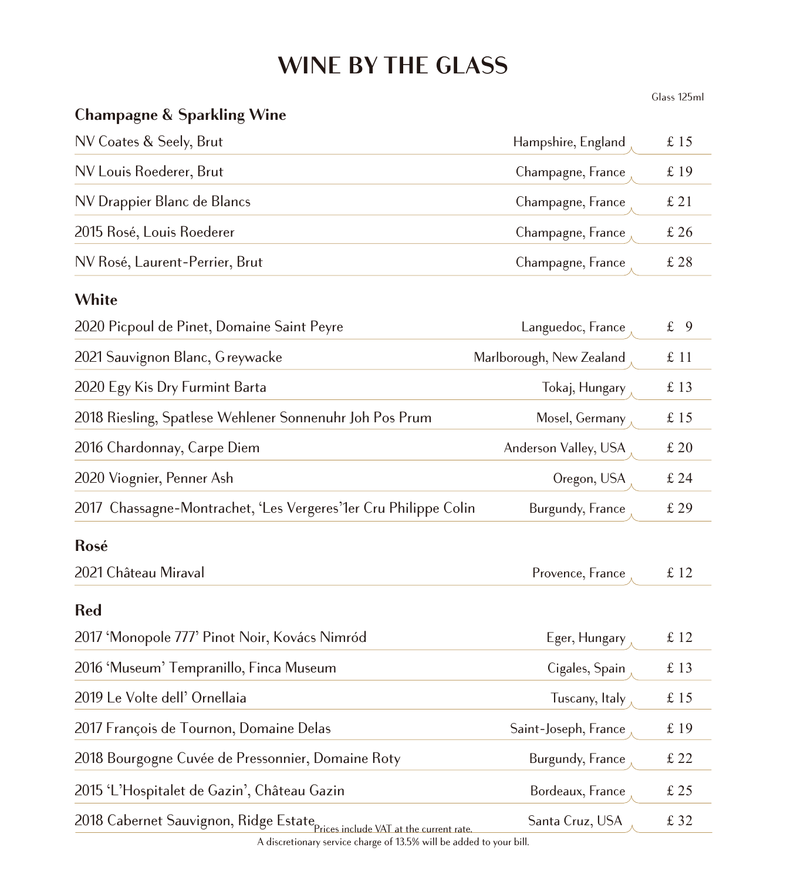# WINE BY THE GLASS

| | | Glass 125ml |
|---|---|---|
| **Champagne & Sparkling Wine** | | |
| NV Coates & Seely, Brut | Hampshire, England | £ 15 |
| NV Louis Roederer, Brut | Champagne, France | £ 19 |
| NV Drappier Blanc de Blancs | Champagne, France | £ 21 |
| 2015 Rosé, Louis Roederer | Champagne, France | £ 26 |
| NV Rosé, Laurent-Perrier, Brut | Champagne, France | £ 28 |
| **White** | | |
| 2020 Picpoul de Pinet, Domaine Saint Peyre | Languedoc, France | £ 9 |
| 2021 Sauvignon Blanc, Greywacke | Marlborough, New Zealand | £ 11 |
| 2020 Egy Kis Dry Furmint Barta | Tokaj, Hungary | £ 13 |
| 2018 Riesling, Spatlese Wehlener Sonnenuhr Joh Pos Prum | Mosel, Germany | £ 15 |
| 2016 Chardonnay, Carpe Diem | Anderson Valley, USA | £ 20 |
| 2020 Viognier, Penner Ash | Oregon, USA | £ 24 |
| 2017 Chassagne-Montrachet, 'Les Vergeres'1er Cru Philippe Colin | Burgundy, France | £ 29 |
| **Rosé** | | |
| 2021 Château Miraval | Provence, France | £ 12 |
| **Red** | | |
| 2017 'Monopole 777' Pinot Noir, Kovács Nimród | Eger, Hungary | £ 12 |
| 2016 'Museum' Tempranillo, Finca Museum | Cigales, Spain | £ 13 |
| 2019 Le Volte dell' Ornellaia | Tuscany, Italy | £ 15 |
| 2017 François de Tournon, Domaine Delas | Saint-Joseph, France | £ 19 |
| 2018 Bourgogne Cuvée de Pressonnier, Domaine Roty | Burgundy, France | £ 22 |
| 2015 'L'Hospitalet de Gazin', Château Gazin | Bordeaux, France | £ 25 |
| 2018 Cabernet Sauvignon, Ridge Estate | Santa Cruz, USA | £ 32 |

Prices include VAT at the current rate.
A discretionary service charge of 13.5% will be added to your bill.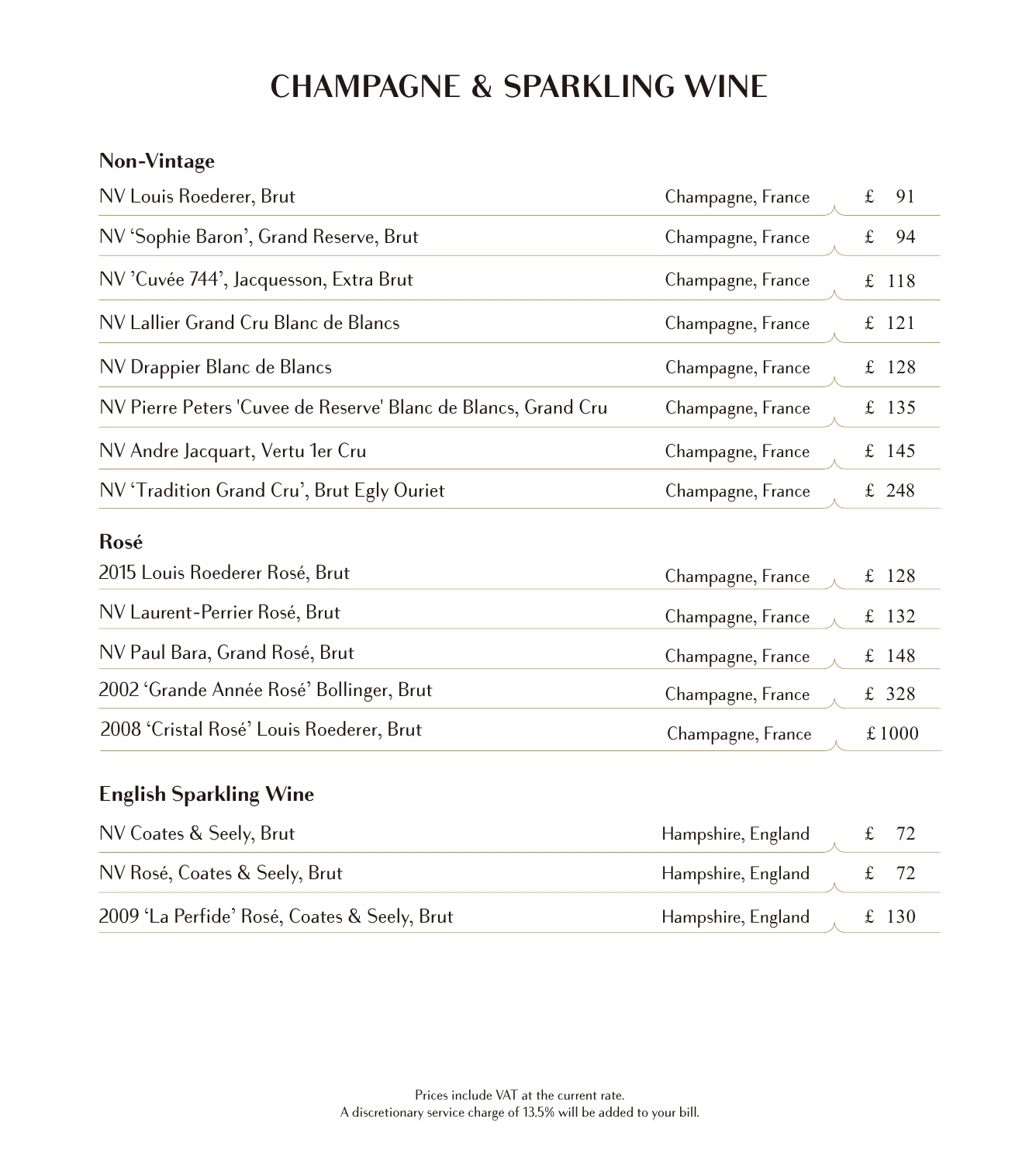# CHAMPAGNE & SPARKLING WINE

## Non-Vintage

| Wine | Region | Price |
|---|---|---|
| NV Louis Roederer, Brut | Champagne, France | £ 91 |
| NV ‘Sophie Baron’, Grand Reserve, Brut | Champagne, France | £ 94 |
| NV ’Cuvée 744’, Jacquesson, Extra Brut | Champagne, France | £ 118 |
| NV Lallier Grand Cru Blanc de Blancs | Champagne, France | £ 121 |
| NV Drappier Blanc de Blancs | Champagne, France | £ 128 |
| NV Pierre Peters 'Cuvee de Reserve' Blanc de Blancs, Grand Cru | Champagne, France | £ 135 |
| NV Andre Jacquart, Vertu 1er Cru | Champagne, France | £ 145 |
| NV ‘Tradition Grand Cru’, Brut Egly Ouriet | Champagne, France | £ 248 |

## Rosé

| Wine | Region | Price |
|---|---|---|
| 2015 Louis Roederer Rosé, Brut | Champagne, France | £ 128 |
| NV Laurent-Perrier Rosé, Brut | Champagne, France | £ 132 |
| NV Paul Bara, Grand Rosé, Brut | Champagne, France | £ 148 |
| 2002 ‘Grande Année Rosé’ Bollinger, Brut | Champagne, France | £ 328 |
| 2008 ‘Cristal Rosé’ Louis Roederer, Brut | Champagne, France | £ 1000 |

## English Sparkling Wine

| Wine | Region | Price |
|---|---|---|
| NV Coates & Seely, Brut | Hampshire, England | £ 72 |
| NV Rosé, Coates & Seely, Brut | Hampshire, England | £ 72 |
| 2009 ‘La Perfide’ Rosé, Coates & Seely, Brut | Hampshire, England | £ 130 |

Prices include VAT at the current rate.
A discretionary service charge of 13.5% will be added to your bill.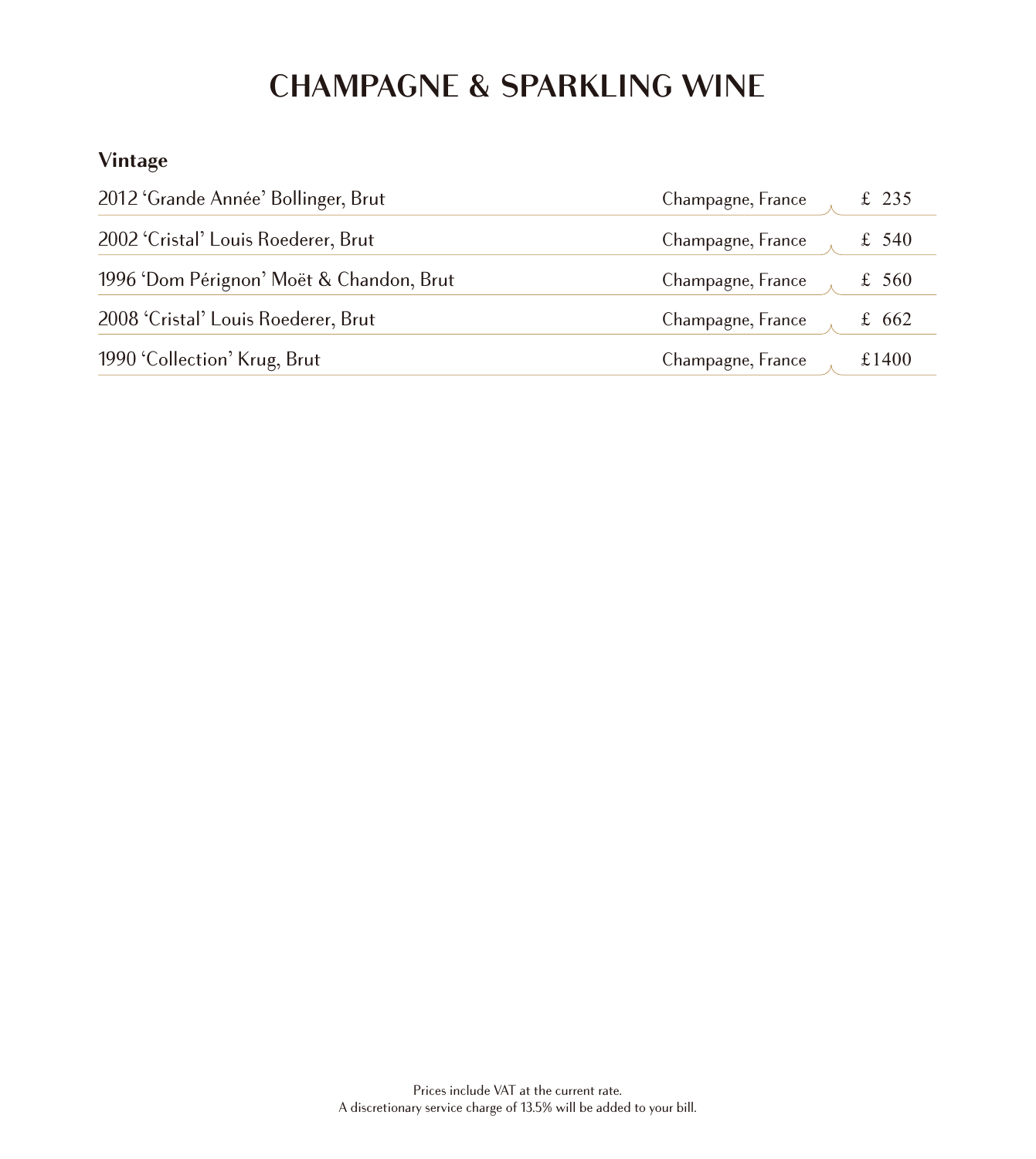# CHAMPAGNE & SPARKLING WINE

## Vintage

| Wine | Region | Price |
|---|---|---|
| 2012 'Grande Année' Bollinger, Brut | Champagne, France | £ 235 |
| 2002 'Cristal' Louis Roederer, Brut | Champagne, France | £ 540 |
| 1996 'Dom Pérignon' Moët & Chandon, Brut | Champagne, France | £ 560 |
| 2008 'Cristal' Louis Roederer, Brut | Champagne, France | £ 662 |
| 1990 'Collection' Krug, Brut | Champagne, France | £1400 |

Prices include VAT at the current rate.
A discretionary service charge of 13.5% will be added to your bill.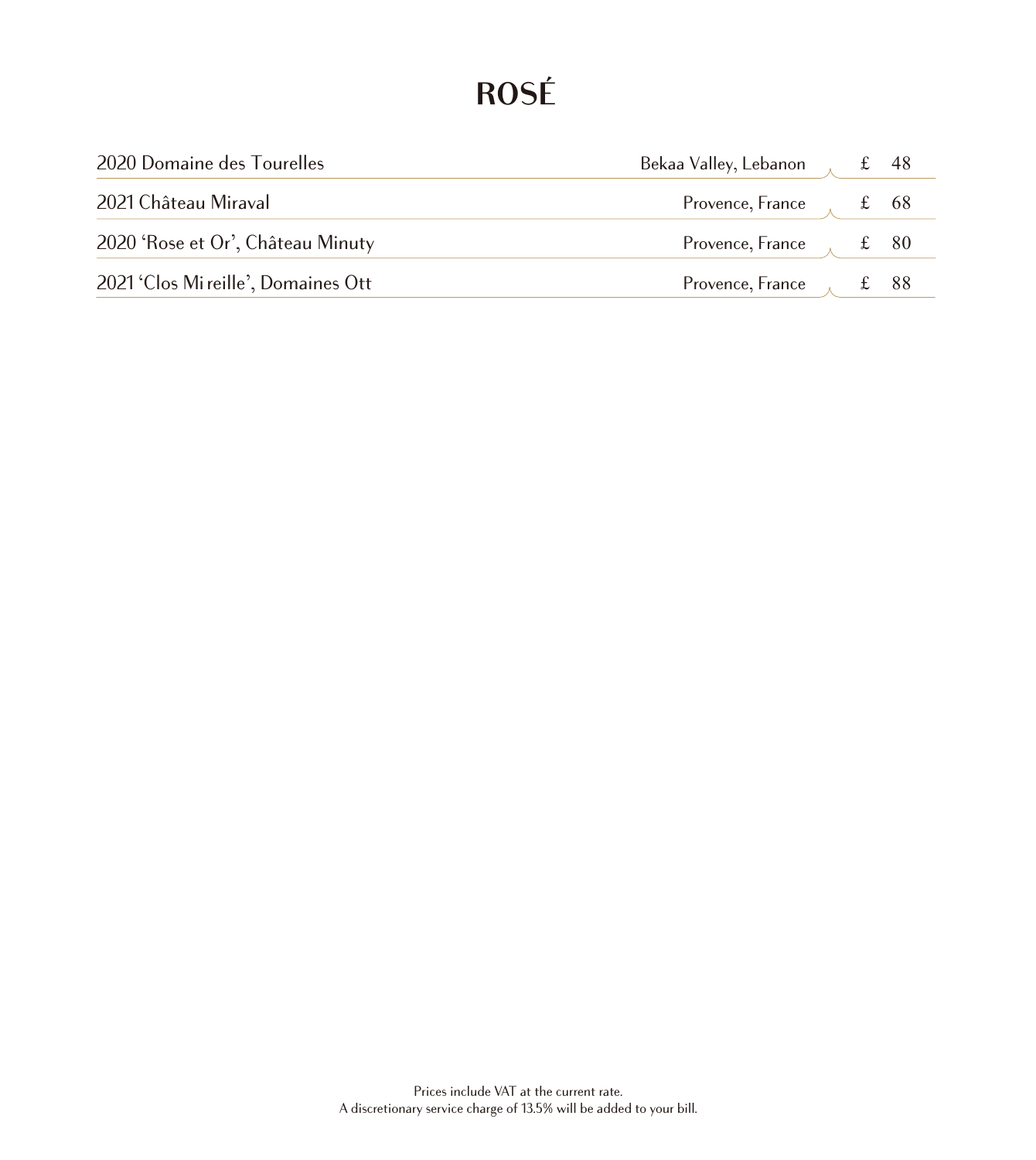# ROSÉ

| Wine | Region | Price |
|---|---|---|
| 2020 Domaine des Tourelles | Bekaa Valley, Lebanon | £ 48 |
| 2021 Château Miraval | Provence, France | £ 68 |
| 2020 'Rose et Or', Château Minuty | Provence, France | £ 80 |
| 2021 'Clos Mi reille', Domaines Ott | Provence, France | £ 88 |

Prices include VAT at the current rate.
A discretionary service charge of 13.5% will be added to your bill.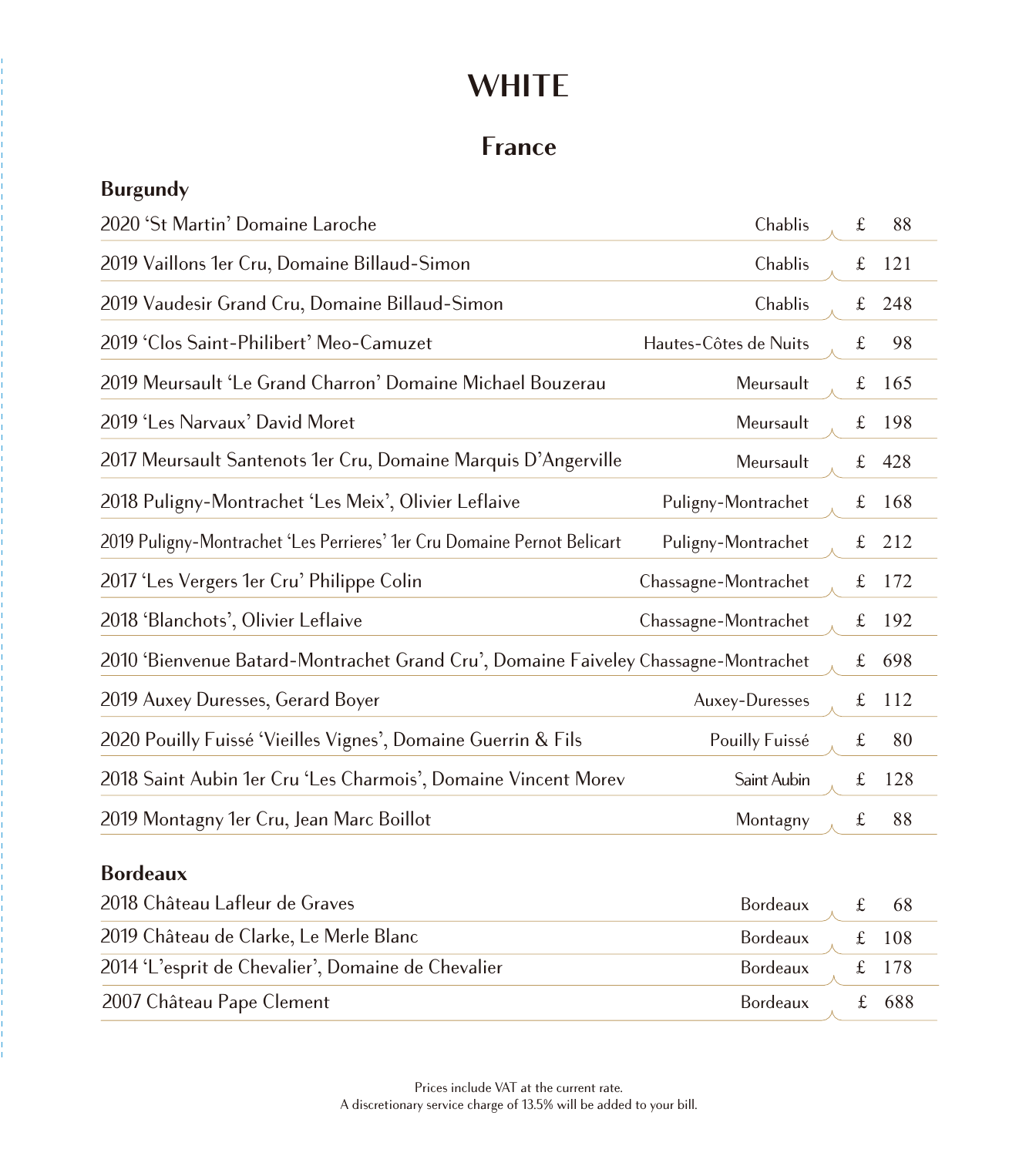# WHITE

## France

### Burgundy

| Wine | Region | Price |
|---|---|---|
| 2020 'St Martin' Domaine Laroche | Chablis | £ 88 |
| 2019 Vaillons 1er Cru, Domaine Billaud-Simon | Chablis | £ 121 |
| 2019 Vaudesir Grand Cru, Domaine Billaud-Simon | Chablis | £ 248 |
| 2019 'Clos Saint-Philibert' Meo-Camuzet | Hautes-Côtes de Nuits | £ 98 |
| 2019 Meursault 'Le Grand Charron' Domaine Michael Bouzerau | Meursault | £ 165 |
| 2019 'Les Narvaux' David Moret | Meursault | £ 198 |
| 2017 Meursault Santenots 1er Cru, Domaine Marquis D'Angerville | Meursault | £ 428 |
| 2018 Puligny-Montrachet 'Les Meix', Olivier Leflaive | Puligny-Montrachet | £ 168 |
| 2019 Puligny-Montrachet 'Les Perrieres' 1er Cru Domaine Pernot Belicart | Puligny-Montrachet | £ 212 |
| 2017 'Les Vergers 1er Cru' Philippe Colin | Chassagne-Montrachet | £ 172 |
| 2018 'Blanchots', Olivier Leflaive | Chassagne-Montrachet | £ 192 |
| 2010 'Bienvenue Batard-Montrachet Grand Cru', Domaine Faiveley | Chassagne-Montrachet | £ 698 |
| 2019 Auxey Duresses, Gerard Boyer | Auxey-Duresses | £ 112 |
| 2020 Pouilly Fuissé 'Vieilles Vignes', Domaine Guerrin & Fils | Pouilly Fuissé | £ 80 |
| 2018 Saint Aubin 1er Cru 'Les Charmois', Domaine Vincent Morev | Saint Aubin | £ 128 |
| 2019 Montagny 1er Cru, Jean Marc Boillot | Montagny | £ 88 |

### Bordeaux

| Wine | Region | Price |
|---|---|---|
| 2018 Château Lafleur de Graves | Bordeaux | £ 68 |
| 2019 Château de Clarke, Le Merle Blanc | Bordeaux | £ 108 |
| 2014 'L'esprit de Chevalier', Domaine de Chevalier | Bordeaux | £ 178 |
| 2007 Château Pape Clement | Bordeaux | £ 688 |

Prices include VAT at the current rate.
A discretionary service charge of 13.5% will be added to your bill.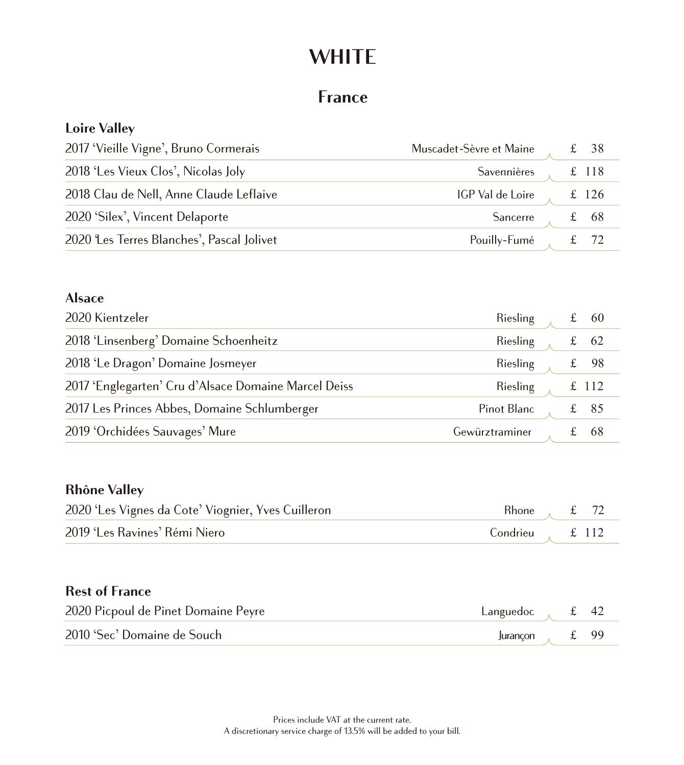# WHITE

## France

### Loire Valley

| Wine | Appellation | Price |
|---|---|---|
| 2017 'Vieille Vigne', Bruno Cormerais | Muscadet-Sèvre et Maine | £ 38 |
| 2018 'Les Vieux Clos', Nicolas Joly | Savennières | £ 118 |
| 2018 Clau de Nell, Anne Claude Leflaive | IGP Val de Loire | £ 126 |
| 2020 'Silex', Vincent Delaporte | Sancerre | £ 68 |
| 2020 'Les Terres Blanches', Pascal Jolivet | Pouilly-Fumé | £ 72 |

### Alsace

| Wine | Grape | Price |
|---|---|---|
| 2020 Kientzeler | Riesling | £ 60 |
| 2018 'Linsenberg' Domaine Schoenheitz | Riesling | £ 62 |
| 2018 'Le Dragon' Domaine Josmeyer | Riesling | £ 98 |
| 2017 'Englegarten' Cru d'Alsace Domaine Marcel Deiss | Riesling | £ 112 |
| 2017 Les Princes Abbes, Domaine Schlumberger | Pinot Blanc | £ 85 |
| 2019 'Orchidées Sauvages' Mure | Gewürztraminer | £ 68 |

### Rhône Valley

| Wine | Appellation | Price |
|---|---|---|
| 2020 'Les Vignes da Cote' Viognier, Yves Cuilleron | Rhone | £ 72 |
| 2019 'Les Ravines' Rémi Niero | Condrieu | £ 112 |

### Rest of France

| Wine | Region | Price |
|---|---|---|
| 2020 Picpoul de Pinet Domaine Peyre | Languedoc | £ 42 |
| 2010 'Sec' Domaine de Souch | Jurançon | £ 99 |

Prices include VAT at the current rate.
A discretionary service charge of 13.5% will be added to your bill.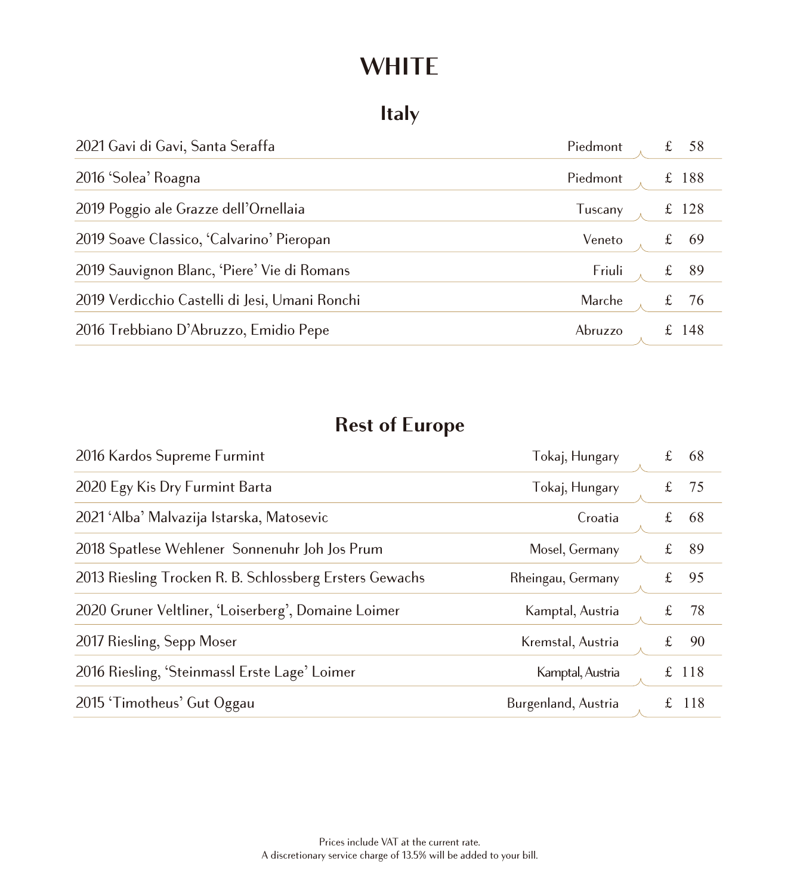# WHITE

## Italy

| Wine | Region | Price |
|---|---|---|
| 2021 Gavi di Gavi, Santa Seraffa | Piedmont | £ 58 |
| 2016 'Solea' Roagna | Piedmont | £ 188 |
| 2019 Poggio ale Grazze dell'Ornellaia | Tuscany | £ 128 |
| 2019 Soave Classico, 'Calvarino' Pieropan | Veneto | £ 69 |
| 2019 Sauvignon Blanc, 'Piere' Vie di Romans | Friuli | £ 89 |
| 2019 Verdicchio Castelli di Jesi, Umani Ronchi | Marche | £ 76 |
| 2016 Trebbiano D'Abruzzo, Emidio Pepe | Abruzzo | £ 148 |

## Rest of Europe

| Wine | Region | Price |
|---|---|---|
| 2016 Kardos Supreme Furmint | Tokaj, Hungary | £ 68 |
| 2020 Egy Kis Dry Furmint Barta | Tokaj, Hungary | £ 75 |
| 2021 'Alba' Malvazija Istarska, Matosevic | Croatia | £ 68 |
| 2018 Spatlese Wehlener Sonnenuhr Joh Jos Prum | Mosel, Germany | £ 89 |
| 2013 Riesling Trocken R. B. Schlossberg Ersters Gewachs | Rheingau, Germany | £ 95 |
| 2020 Gruner Veltliner, 'Loiserberg', Domaine Loimer | Kamptal, Austria | £ 78 |
| 2017 Riesling, Sepp Moser | Kremstal, Austria | £ 90 |
| 2016 Riesling, 'Steinmassl Erste Lage' Loimer | Kamptal, Austria | £ 118 |
| 2015 'Timotheus' Gut Oggau | Burgenland, Austria | £ 118 |

Prices include VAT at the current rate.
A discretionary service charge of 13.5% will be added to your bill.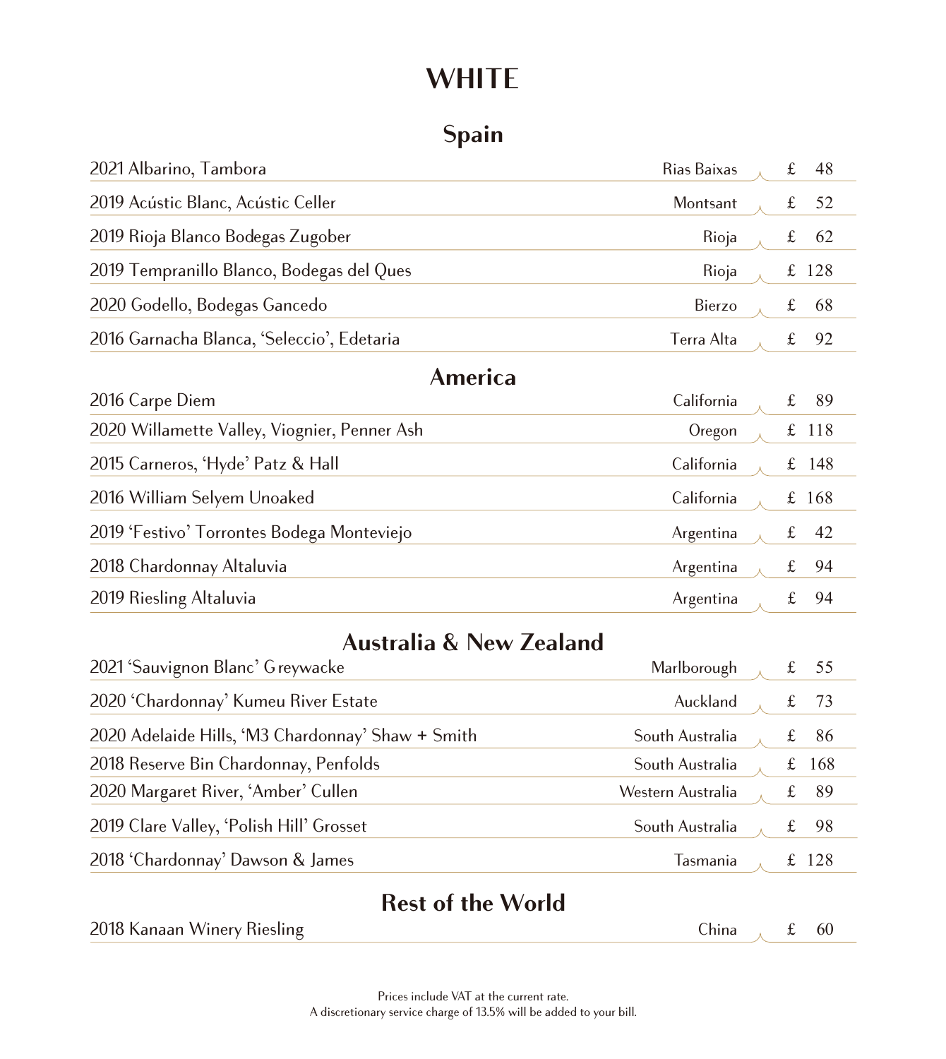# WHITE

## Spain

| Wine | Region | Price |
|---|---|---|
| 2021 Albarino, Tambora | Rias Baixas | £ 48 |
| 2019 Acústic Blanc, Acústic Celler | Montsant | £ 52 |
| 2019 Rioja Blanco Bodegas Zugober | Rioja | £ 62 |
| 2019 Tempranillo Blanco, Bodegas del Ques | Rioja | £ 128 |
| 2020 Godello, Bodegas Gancedo | Bierzo | £ 68 |
| 2016 Garnacha Blanca, 'Seleccio', Edetaria | Terra Alta | £ 92 |

## America

| Wine | Region | Price |
|---|---|---|
| 2016 Carpe Diem | California | £ 89 |
| 2020 Willamette Valley, Viognier, Penner Ash | Oregon | £ 118 |
| 2015 Carneros, 'Hyde' Patz & Hall | California | £ 148 |
| 2016 William Selyem Unoaked | California | £ 168 |
| 2019 'Festivo' Torrontes Bodega Monteviejo | Argentina | £ 42 |
| 2018 Chardonnay Altaluvia | Argentina | £ 94 |
| 2019 Riesling Altaluvia | Argentina | £ 94 |

## Australia & New Zealand

| Wine | Region | Price |
|---|---|---|
| 2021 'Sauvignon Blanc' Greywacke | Marlborough | £ 55 |
| 2020 'Chardonnay' Kumeu River Estate | Auckland | £ 73 |
| 2020 Adelaide Hills, 'M3 Chardonnay' Shaw + Smith | South Australia | £ 86 |
| 2018 Reserve Bin Chardonnay, Penfolds | South Australia | £ 168 |
| 2020 Margaret River, 'Amber' Cullen | Western Australia | £ 89 |
| 2019 Clare Valley, 'Polish Hill' Grosset | South Australia | £ 98 |
| 2018 'Chardonnay' Dawson & James | Tasmania | £ 128 |

## Rest of the World

| Wine | Region | Price |
|---|---|---|
| 2018 Kanaan Winery Riesling | China | £ 60 |

Prices include VAT at the current rate.
A discretionary service charge of 13.5% will be added to your bill.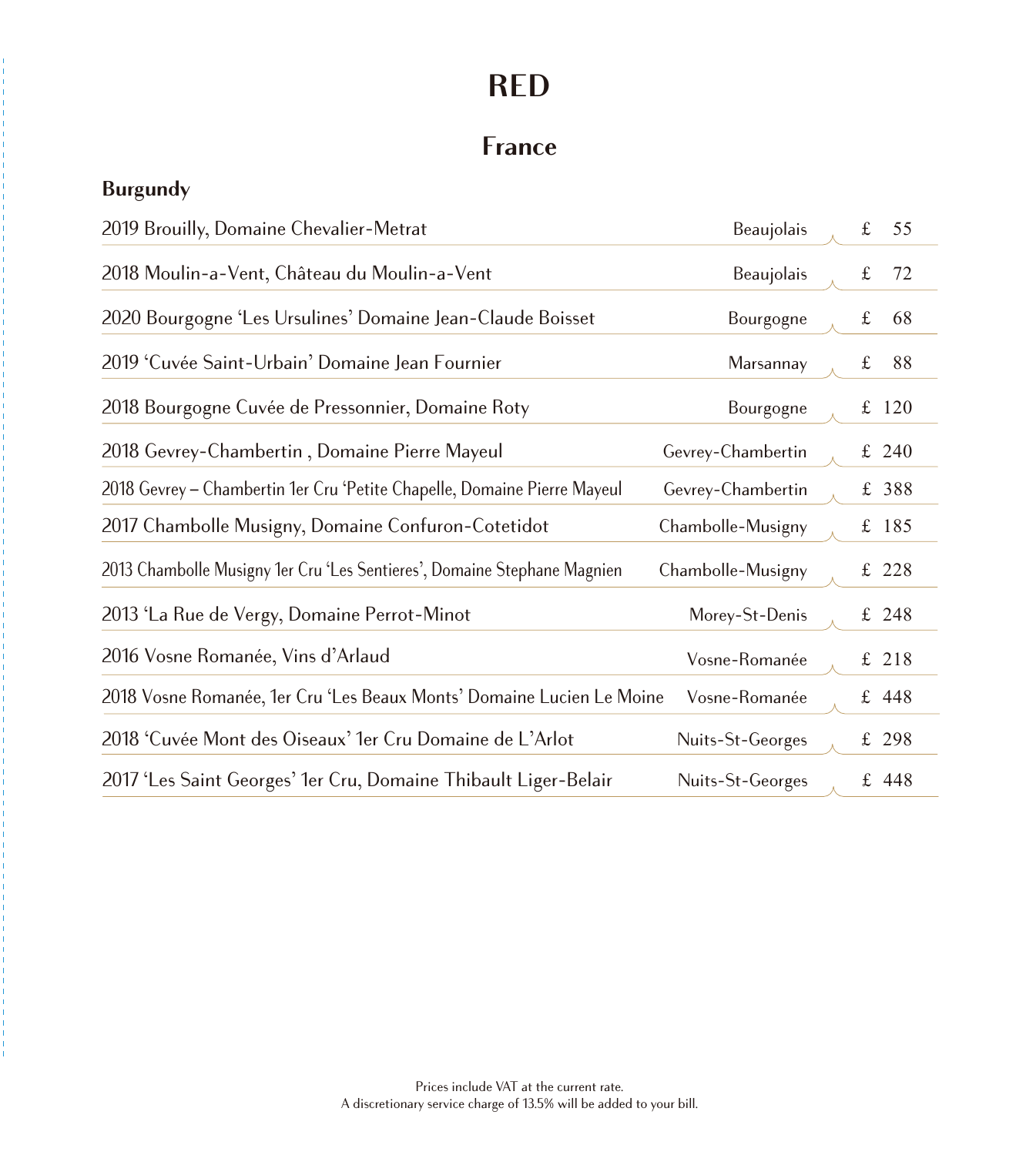# RED

## France

### Burgundy

| Wine | Region | Price |
|---|---|---|
| 2019 Brouilly, Domaine Chevalier-Metrat | Beaujolais | £ 55 |
| 2018 Moulin-a-Vent, Château du Moulin-a-Vent | Beaujolais | £ 72 |
| 2020 Bourgogne 'Les Ursulines' Domaine Jean-Claude Boisset | Bourgogne | £ 68 |
| 2019 'Cuvée Saint-Urbain' Domaine Jean Fournier | Marsannay | £ 88 |
| 2018 Bourgogne Cuvée de Pressonnier, Domaine Roty | Bourgogne | £ 120 |
| 2018 Gevrey-Chambertin , Domaine Pierre Mayeul | Gevrey-Chambertin | £ 240 |
| 2018 Gevrey – Chambertin 1er Cru 'Petite Chapelle, Domaine Pierre Mayeul | Gevrey-Chambertin | £ 388 |
| 2017 Chambolle Musigny, Domaine Confuron-Cotetidot | Chambolle-Musigny | £ 185 |
| 2013 Chambolle Musigny 1er Cru 'Les Sentieres', Domaine Stephane Magnien | Chambolle-Musigny | £ 228 |
| 2013 'La Rue de Vergy, Domaine Perrot-Minot | Morey-St-Denis | £ 248 |
| 2016 Vosne Romanée, Vins d'Arlaud | Vosne-Romanée | £ 218 |
| 2018 Vosne Romanée, 1er Cru 'Les Beaux Monts' Domaine Lucien Le Moine | Vosne-Romanée | £ 448 |
| 2018 'Cuvée Mont des Oiseaux' 1er Cru Domaine de L'Arlot | Nuits-St-Georges | £ 298 |
| 2017 'Les Saint Georges' 1er Cru, Domaine Thibault Liger-Belair | Nuits-St-Georges | £ 448 |

Prices include VAT at the current rate.
A discretionary service charge of 13.5% will be added to your bill.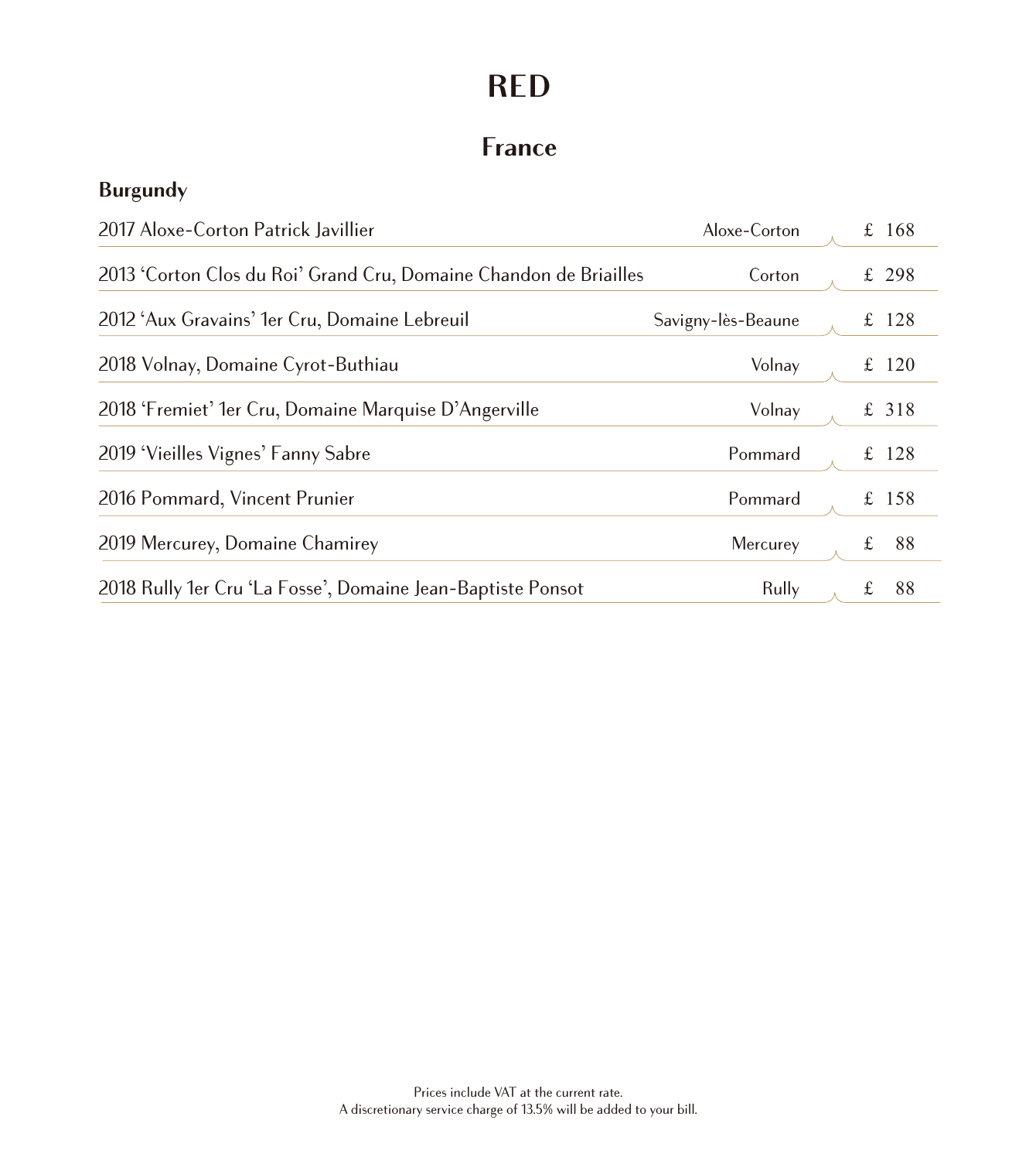# RED

## France

### Burgundy

| Wine | Appellation | Price |
|---|---|---|
| 2017 Aloxe-Corton Patrick Javillier | Aloxe-Corton | £ 168 |
| 2013 ‘Corton Clos du Roi’ Grand Cru, Domaine Chandon de Briailles | Corton | £ 298 |
| 2012 ‘Aux Gravains’ 1er Cru, Domaine Lebreuil | Savigny-lès-Beaune | £ 128 |
| 2018 Volnay, Domaine Cyrot-Buthiau | Volnay | £ 120 |
| 2018 ‘Fremiet’ 1er Cru, Domaine Marquise D’Angerville | Volnay | £ 318 |
| 2019 ‘Vieilles Vignes’ Fanny Sabre | Pommard | £ 128 |
| 2016 Pommard, Vincent Prunier | Pommard | £ 158 |
| 2019 Mercurey, Domaine Chamirey | Mercurey | £ 88 |
| 2018 Rully 1er Cru ‘La Fosse’, Domaine Jean-Baptiste Ponsot | Rully | £ 88 |

Prices include VAT at the current rate.
A discretionary service charge of 13.5% will be added to your bill.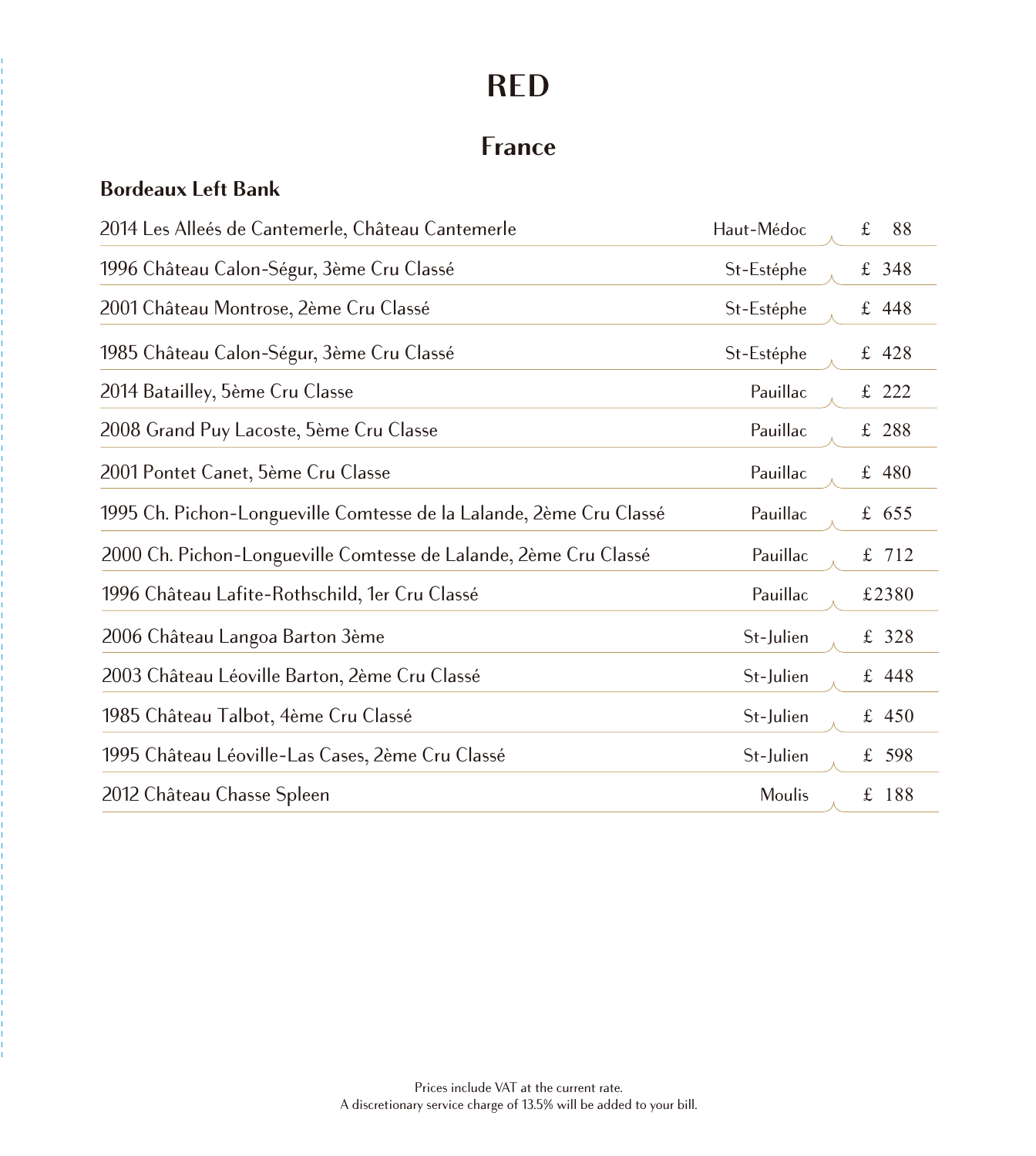# RED

## France

### Bordeaux Left Bank

| | | |
|---|---|---|
| 2014 Les Alleés de Cantemerle, Château Cantemerle | Haut-Médoc | £ 88 |
| 1996 Château Calon-Ségur, 3ème Cru Classé | St-Estéphe | £ 348 |
| 2001 Château Montrose, 2ème Cru Classé | St-Estéphe | £ 448 |
| 1985 Château Calon-Ségur, 3ème Cru Classé | St-Estéphe | £ 428 |
| 2014 Batailley, 5ème Cru Classe | Pauillac | £ 222 |
| 2008 Grand Puy Lacoste, 5ème Cru Classe | Pauillac | £ 288 |
| 2001 Pontet Canet, 5ème Cru Classe | Pauillac | £ 480 |
| 1995 Ch. Pichon-Longueville Comtesse de la Lalande, 2ème Cru Classé | Pauillac | £ 655 |
| 2000 Ch. Pichon-Longueville Comtesse de Lalande, 2ème Cru Classé | Pauillac | £ 712 |
| 1996 Château Lafite-Rothschild, 1er Cru Classé | Pauillac | £2380 |
| 2006 Château Langoa Barton 3ème | St-Julien | £ 328 |
| 2003 Château Léoville Barton, 2ème Cru Classé | St-Julien | £ 448 |
| 1985 Château Talbot, 4ème Cru Classé | St-Julien | £ 450 |
| 1995 Château Léoville-Las Cases, 2ème Cru Classé | St-Julien | £ 598 |
| 2012 Château Chasse Spleen | Moulis | £ 188 |

Prices include VAT at the current rate.
A discretionary service charge of 13.5% will be added to your bill.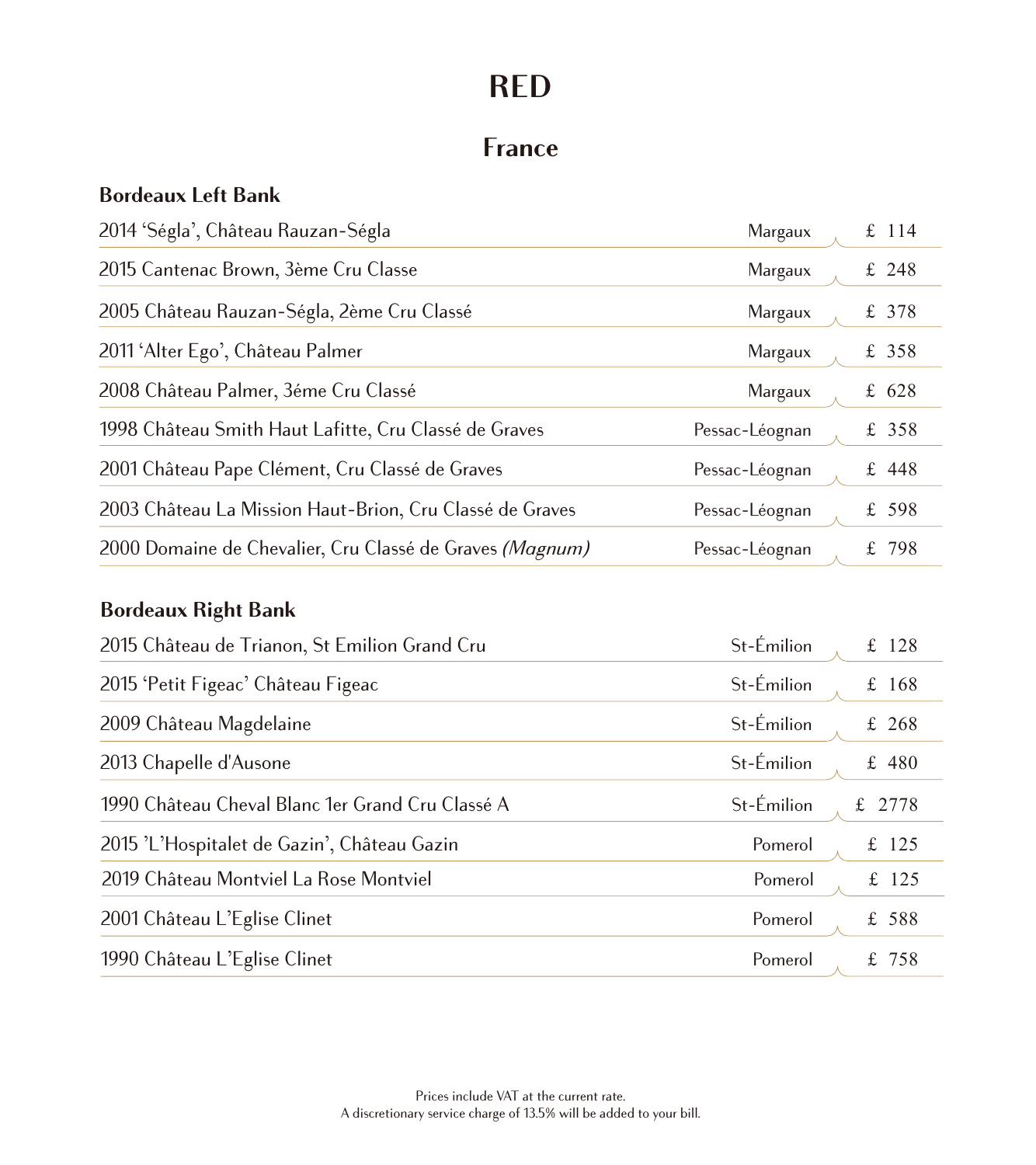# RED

## France

### Bordeaux Left Bank

| Wine | Region | Price |
|---|---|---|
| 2014 ‘Ségla’, Château Rauzan-Ségla | Margaux | £ 114 |
| 2015 Cantenac Brown, 3ème Cru Classe | Margaux | £ 248 |
| 2005 Château Rauzan-Ségla, 2ème Cru Classé | Margaux | £ 378 |
| 2011 ‘Alter Ego’, Château Palmer | Margaux | £ 358 |
| 2008 Château Palmer, 3éme Cru Classé | Margaux | £ 628 |
| 1998 Château Smith Haut Lafitte, Cru Classé de Graves | Pessac-Léognan | £ 358 |
| 2001 Château Pape Clément, Cru Classé de Graves | Pessac-Léognan | £ 448 |
| 2003 Château La Mission Haut-Brion, Cru Classé de Graves | Pessac-Léognan | £ 598 |
| 2000 Domaine de Chevalier, Cru Classé de Graves *(Magnum)* | Pessac-Léognan | £ 798 |

### Bordeaux Right Bank

| Wine | Region | Price |
|---|---|---|
| 2015 Château de Trianon, St Emilion Grand Cru | St-Émilion | £ 128 |
| 2015 ‘Petit Figeac’ Château Figeac | St-Émilion | £ 168 |
| 2009 Château Magdelaine | St-Émilion | £ 268 |
| 2013 Chapelle d'Ausone | St-Émilion | £ 480 |
| 1990 Château Cheval Blanc 1er Grand Cru Classé A | St-Émilion | £ 2778 |
| 2015 ’L’Hospitalet de Gazin’, Château Gazin | Pomerol | £ 125 |
| 2019 Château Montviel La Rose Montviel | Pomerol | £ 125 |
| 2001 Château L’Eglise Clinet | Pomerol | £ 588 |
| 1990 Château L’Eglise Clinet | Pomerol | £ 758 |

Prices include VAT at the current rate.
A discretionary service charge of 13.5% will be added to your bill.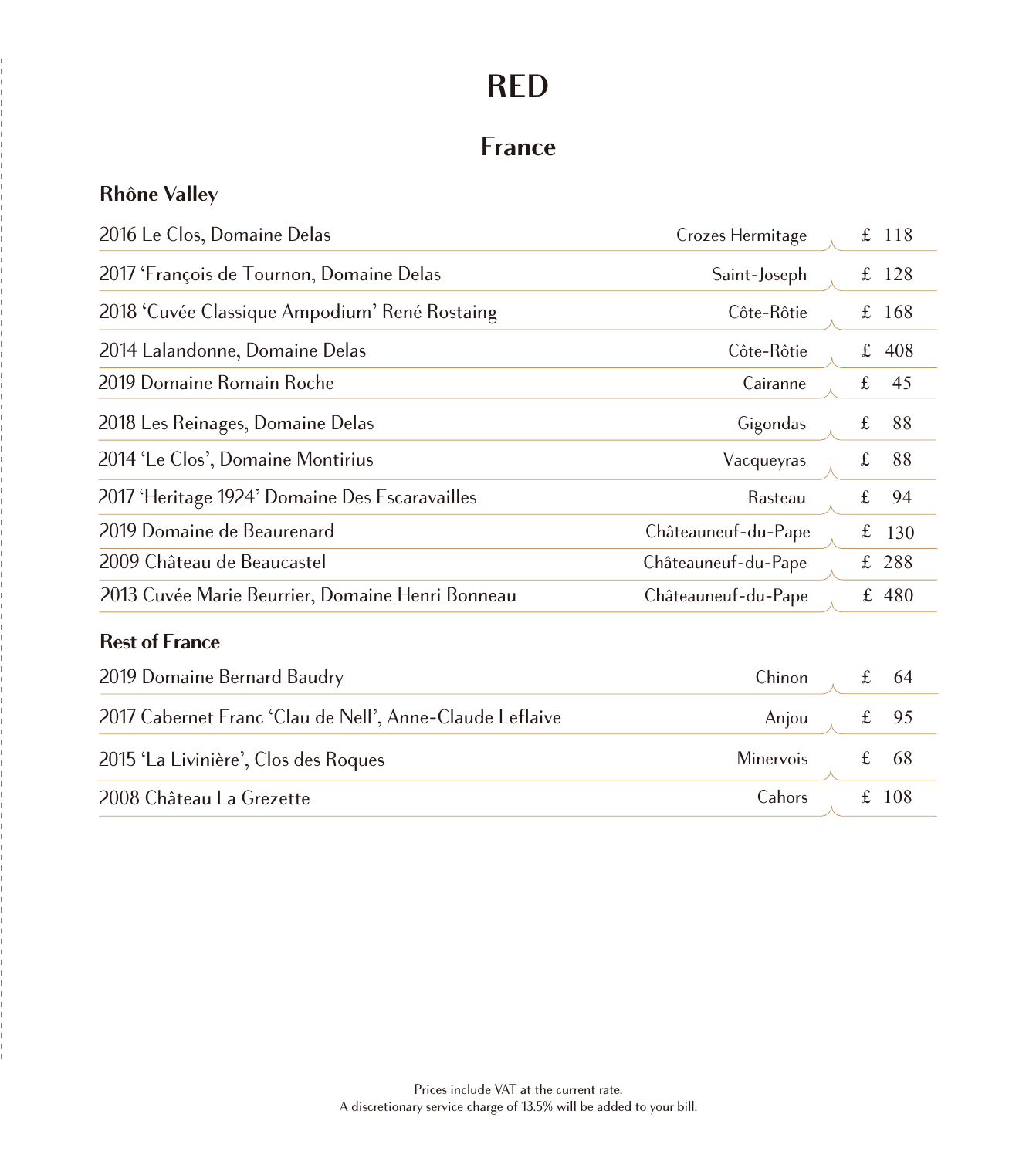# RED

## France

### Rhône Valley

| Wine | Appellation | Price |
|---|---|---|
| 2016 Le Clos, Domaine Delas | Crozes Hermitage | £ 118 |
| 2017 'François de Tournon, Domaine Delas | Saint-Joseph | £ 128 |
| 2018 'Cuvée Classique Ampodium' René Rostaing | Côte-Rôtie | £ 168 |
| 2014 Lalandonne, Domaine Delas | Côte-Rôtie | £ 408 |
| 2019 Domaine Romain Roche | Cairanne | £ 45 |
| 2018 Les Reinages, Domaine Delas | Gigondas | £ 88 |
| 2014 'Le Clos', Domaine Montirius | Vacqueyras | £ 88 |
| 2017 'Heritage 1924' Domaine Des Escaravailles | Rasteau | £ 94 |
| 2019 Domaine de Beaurenard | Châteauneuf-du-Pape | £ 130 |
| 2009 Château de Beaucastel | Châteauneuf-du-Pape | £ 288 |
| 2013 Cuvée Marie Beurrier, Domaine Henri Bonneau | Châteauneuf-du-Pape | £ 480 |

### Rest of France

| Wine | Appellation | Price |
|---|---|---|
| 2019 Domaine Bernard Baudry | Chinon | £ 64 |
| 2017 Cabernet Franc 'Clau de Nell', Anne-Claude Leflaive | Anjou | £ 95 |
| 2015 'La Livinière', Clos des Roques | Minervois | £ 68 |
| 2008 Château La Grezette | Cahors | £ 108 |

Prices include VAT at the current rate.
A discretionary service charge of 13.5% will be added to your bill.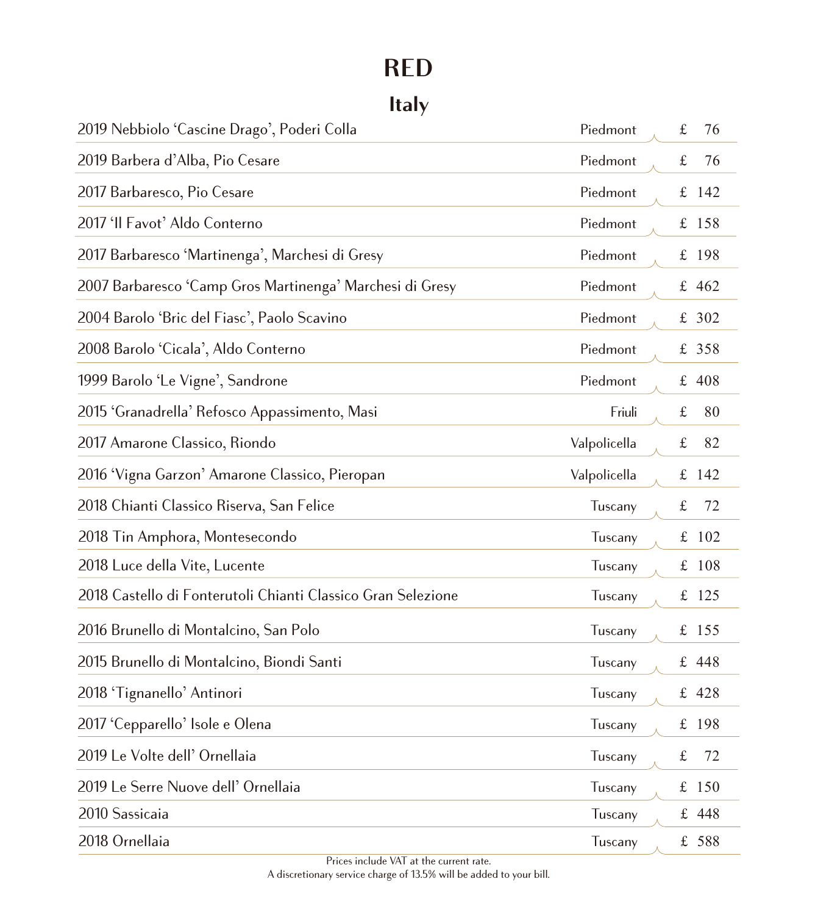# RED

## Italy

| Wine | Region | Price |
|---|---|---|
| 2019 Nebbiolo ‘Cascine Drago’, Poderi Colla | Piedmont | £ 76 |
| 2019 Barbera d’Alba, Pio Cesare | Piedmont | £ 76 |
| 2017 Barbaresco, Pio Cesare | Piedmont | £ 142 |
| 2017 ‘Il Favot’ Aldo Conterno | Piedmont | £ 158 |
| 2017 Barbaresco ‘Martinenga’, Marchesi di Gresy | Piedmont | £ 198 |
| 2007 Barbaresco ‘Camp Gros Martinenga’ Marchesi di Gresy | Piedmont | £ 462 |
| 2004 Barolo ‘Bric del Fiasc’, Paolo Scavino | Piedmont | £ 302 |
| 2008 Barolo ‘Cicala’, Aldo Conterno | Piedmont | £ 358 |
| 1999 Barolo ‘Le Vigne’, Sandrone | Piedmont | £ 408 |
| 2015 ‘Granadrella’ Refosco Appassimento, Masi | Friuli | £ 80 |
| 2017 Amarone Classico, Riondo | Valpolicella | £ 82 |
| 2016 ‘Vigna Garzon’ Amarone Classico, Pieropan | Valpolicella | £ 142 |
| 2018 Chianti Classico Riserva, San Felice | Tuscany | £ 72 |
| 2018 Tin Amphora, Montesecondo | Tuscany | £ 102 |
| 2018 Luce della Vite, Lucente | Tuscany | £ 108 |
| 2018 Castello di Fonterutoli Chianti Classico Gran Selezione | Tuscany | £ 125 |
| 2016 Brunello di Montalcino, San Polo | Tuscany | £ 155 |
| 2015 Brunello di Montalcino, Biondi Santi | Tuscany | £ 448 |
| 2018 ‘Tignanello’ Antinori | Tuscany | £ 428 |
| 2017 ‘Cepparello’ Isole e Olena | Tuscany | £ 198 |
| 2019 Le Volte dell’ Ornellaia | Tuscany | £ 72 |
| 2019 Le Serre Nuove dell’ Ornellaia | Tuscany | £ 150 |
| 2010 Sassicaia | Tuscany | £ 448 |
| 2018 Ornellaia | Tuscany | £ 588 |

Prices include VAT at the current rate.
A discretionary service charge of 13.5% will be added to your bill.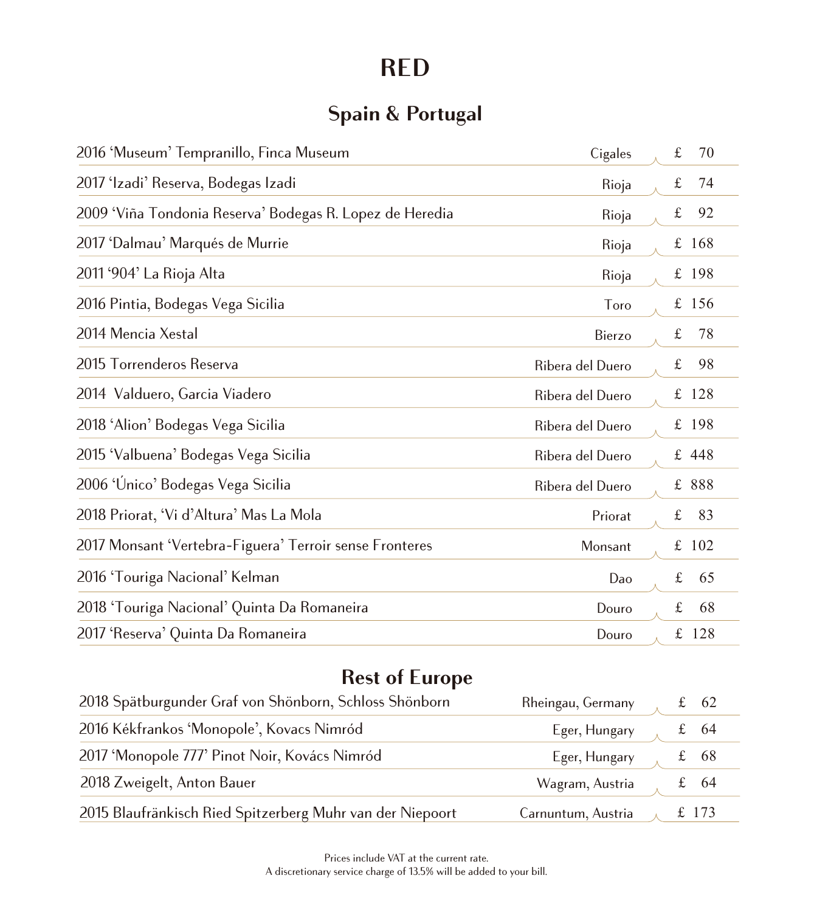# RED

## Spain & Portugal

| Wine | Region | Price |
|---|---|---|
| 2016 'Museum' Tempranillo, Finca Museum | Cigales | £ 70 |
| 2017 'Izadi' Reserva, Bodegas Izadi | Rioja | £ 74 |
| 2009 'Viña Tondonia Reserva' Bodegas R. Lopez de Heredia | Rioja | £ 92 |
| 2017 'Dalmau' Marqués de Murrie | Rioja | £ 168 |
| 2011 '904' La Rioja Alta | Rioja | £ 198 |
| 2016 Pintia, Bodegas Vega Sicilia | Toro | £ 156 |
| 2014 Mencia Xestal | Bierzo | £ 78 |
| 2015 Torrenderos Reserva | Ribera del Duero | £ 98 |
| 2014 Valduero, Garcia Viadero | Ribera del Duero | £ 128 |
| 2018 'Alion' Bodegas Vega Sicilia | Ribera del Duero | £ 198 |
| 2015 'Valbuena' Bodegas Vega Sicilia | Ribera del Duero | £ 448 |
| 2006 'Único' Bodegas Vega Sicilia | Ribera del Duero | £ 888 |
| 2018 Priorat, 'Vi d'Altura' Mas La Mola | Priorat | £ 83 |
| 2017 Monsant 'Vertebra-Figuera' Terroir sense Fronteres | Monsant | £ 102 |
| 2016 'Touriga Nacional' Kelman | Dao | £ 65 |
| 2018 'Touriga Nacional' Quinta Da Romaneira | Douro | £ 68 |
| 2017 'Reserva' Quinta Da Romaneira | Douro | £ 128 |

## Rest of Europe

| Wine | Region | Price |
|---|---|---|
| 2018 Spätburgunder Graf von Shönborn, Schloss Shönborn | Rheingau, Germany | £ 62 |
| 2016 Kékfrankos 'Monopole', Kovacs Nimród | Eger, Hungary | £ 64 |
| 2017 'Monopole 777' Pinot Noir, Kovács Nimród | Eger, Hungary | £ 68 |
| 2018 Zweigelt, Anton Bauer | Wagram, Austria | £ 64 |
| 2015 Blaufränkisch Ried Spitzerberg Muhr van der Niepoort | Carnuntum, Austria | £ 173 |

Prices include VAT at the current rate.
A discretionary service charge of 13.5% will be added to your bill.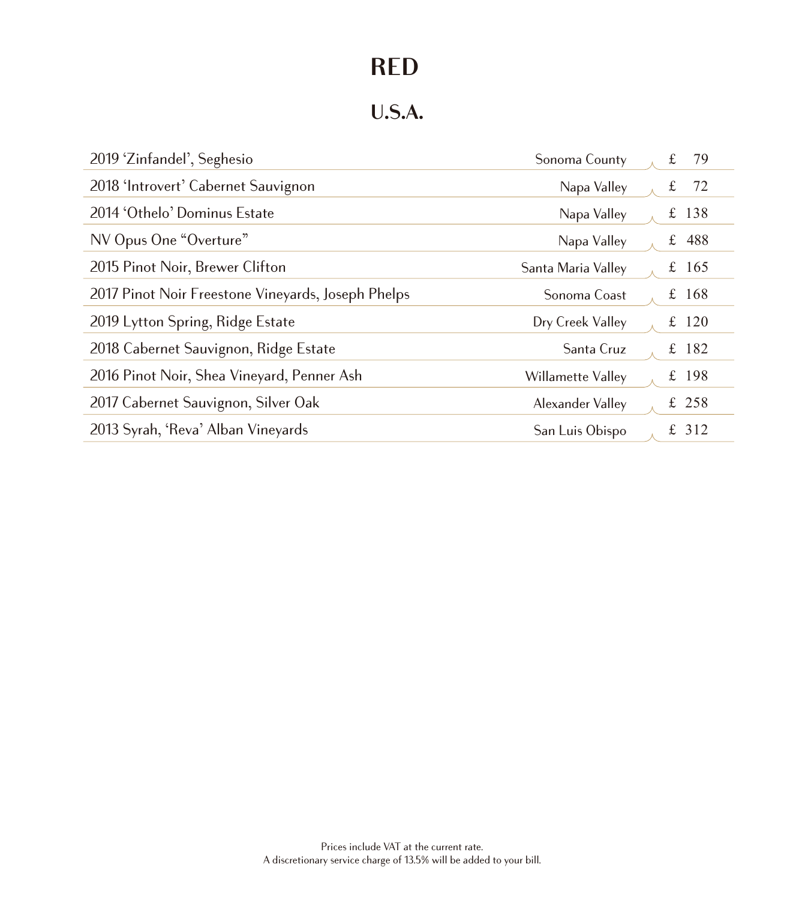# RED

## U.S.A.

| | | |
|---|---|---|
| 2019 'Zinfandel', Seghesio | Sonoma County | £ 79 |
| 2018 'Introvert' Cabernet Sauvignon | Napa Valley | £ 72 |
| 2014 'Othelo' Dominus Estate | Napa Valley | £ 138 |
| NV Opus One "Overture" | Napa Valley | £ 488 |
| 2015 Pinot Noir, Brewer Clifton | Santa Maria Valley | £ 165 |
| 2017 Pinot Noir Freestone Vineyards, Joseph Phelps | Sonoma Coast | £ 168 |
| 2019 Lytton Spring, Ridge Estate | Dry Creek Valley | £ 120 |
| 2018 Cabernet Sauvignon, Ridge Estate | Santa Cruz | £ 182 |
| 2016 Pinot Noir, Shea Vineyard, Penner Ash | Willamette Valley | £ 198 |
| 2017 Cabernet Sauvignon, Silver Oak | Alexander Valley | £ 258 |
| 2013 Syrah, 'Reva' Alban Vineyards | San Luis Obispo | £ 312 |

Prices include VAT at the current rate.
A discretionary service charge of 13.5% will be added to your bill.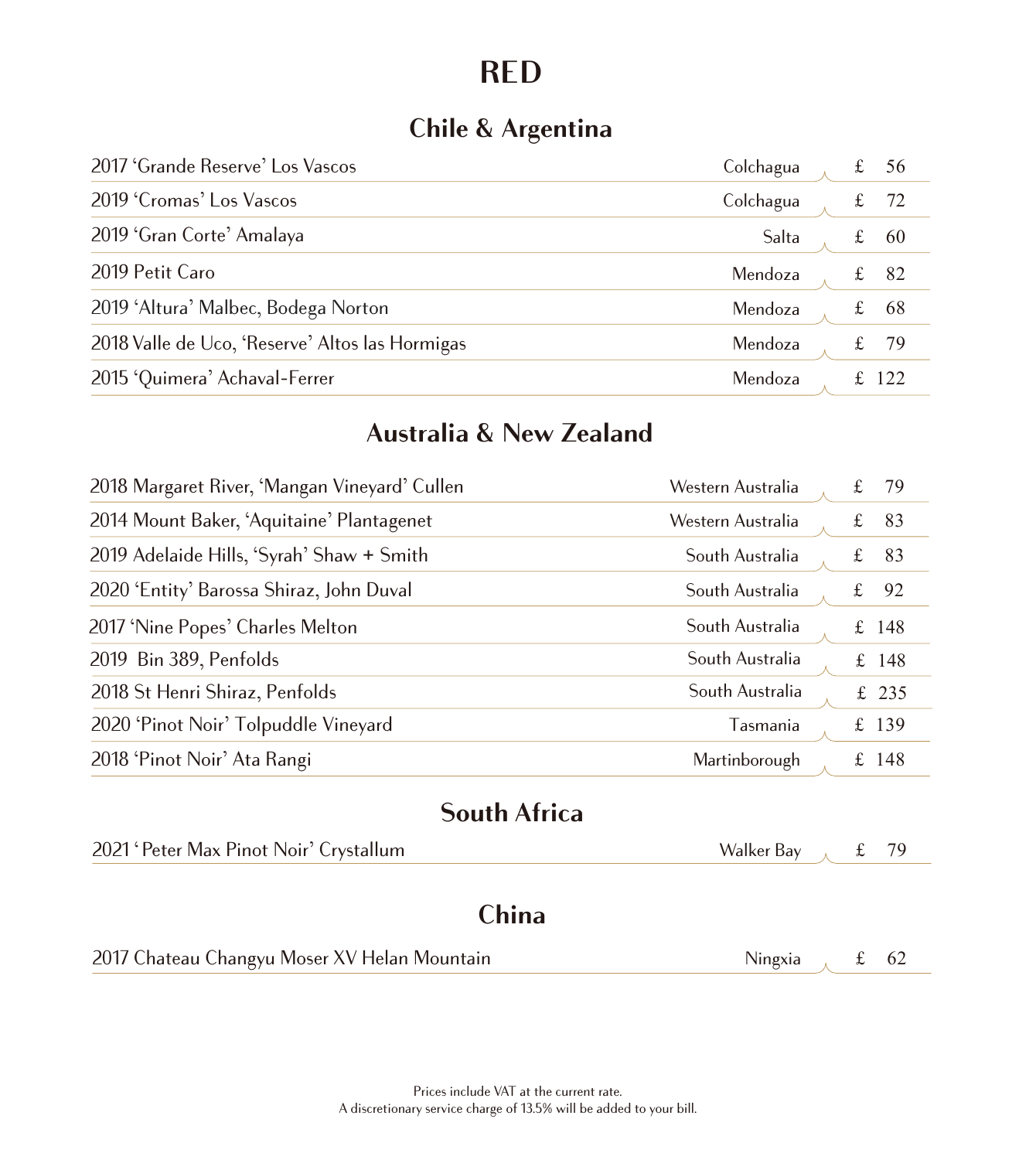# RED

## Chile & Argentina

| Wine | Region | Price |
|---|---|---|
| 2017 'Grande Reserve' Los Vascos | Colchagua | £ 56 |
| 2019 'Cromas' Los Vascos | Colchagua | £ 72 |
| 2019 'Gran Corte' Amalaya | Salta | £ 60 |
| 2019 Petit Caro | Mendoza | £ 82 |
| 2019 'Altura' Malbec, Bodega Norton | Mendoza | £ 68 |
| 2018 Valle de Uco, 'Reserve' Altos las Hormigas | Mendoza | £ 79 |
| 2015 'Quimera' Achaval-Ferrer | Mendoza | £ 122 |

## Australia & New Zealand

| Wine | Region | Price |
|---|---|---|
| 2018 Margaret River, 'Mangan Vineyard' Cullen | Western Australia | £ 79 |
| 2014 Mount Baker, 'Aquitaine' Plantagenet | Western Australia | £ 83 |
| 2019 Adelaide Hills, 'Syrah' Shaw + Smith | South Australia | £ 83 |
| 2020 'Entity' Barossa Shiraz, John Duval | South Australia | £ 92 |
| 2017 'Nine Popes' Charles Melton | South Australia | £ 148 |
| 2019 Bin 389, Penfolds | South Australia | £ 148 |
| 2018 St Henri Shiraz, Penfolds | South Australia | £ 235 |
| 2020 'Pinot Noir' Tolpuddle Vineyard | Tasmania | £ 139 |
| 2018 'Pinot Noir' Ata Rangi | Martinborough | £ 148 |

## South Africa

| Wine | Region | Price |
|---|---|---|
| 2021 'Peter Max Pinot Noir' Crystallum | Walker Bay | £ 79 |

## China

| Wine | Region | Price |
|---|---|---|
| 2017 Chateau Changyu Moser XV Helan Mountain | Ningxia | £ 62 |

Prices include VAT at the current rate.
A discretionary service charge of 13.5% will be added to your bill.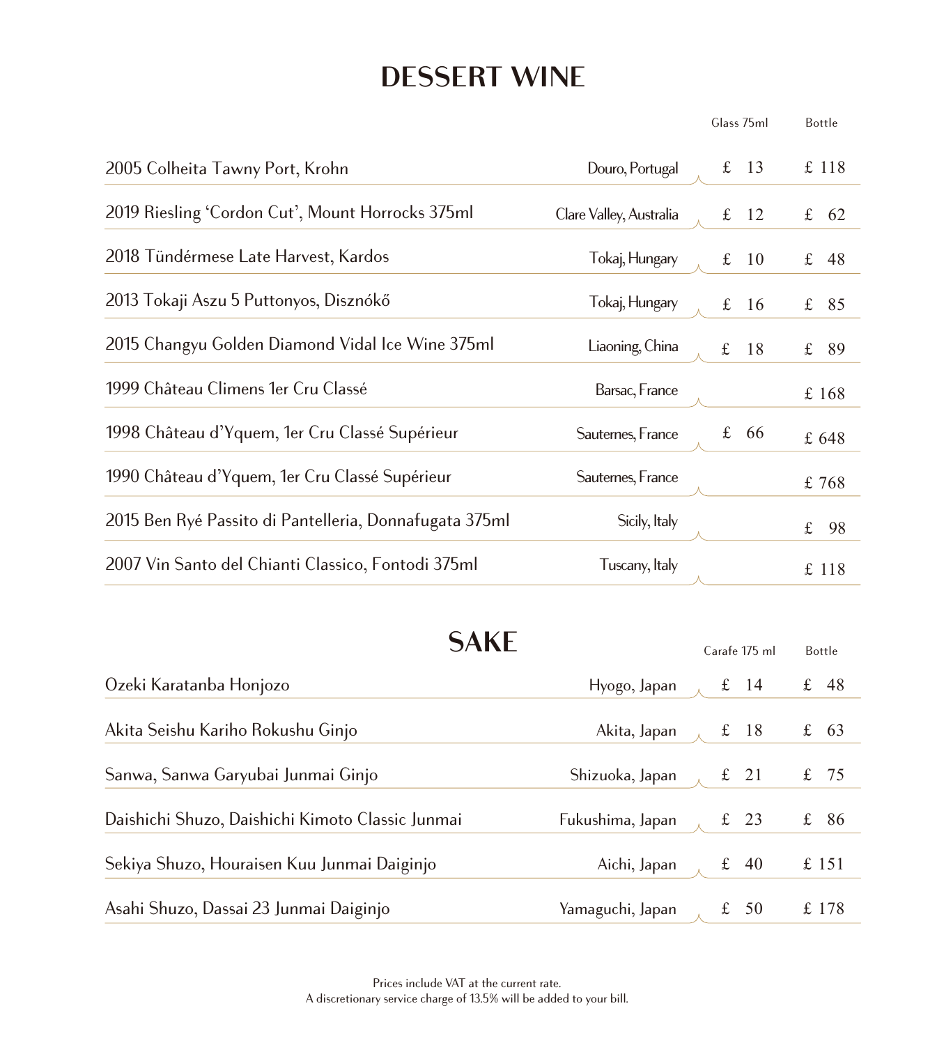# DESSERT WINE

| | | Glass 75ml | Bottle |
|---|---|---|---|
| 2005 Colheita Tawny Port, Krohn | Douro, Portugal | £ 13 | £ 118 |
| 2019 Riesling 'Cordon Cut', Mount Horrocks 375ml | Clare Valley, Australia | £ 12 | £ 62 |
| 2018 Tündérmese Late Harvest, Kardos | Tokaj, Hungary | £ 10 | £ 48 |
| 2013 Tokaji Aszu 5 Puttonyos, Disznókő | Tokaj, Hungary | £ 16 | £ 85 |
| 2015 Changyu Golden Diamond Vidal Ice Wine 375ml | Liaoning, China | £ 18 | £ 89 |
| 1999 Château Climens 1er Cru Classé | Barsac, France | | £ 168 |
| 1998 Château d'Yquem, 1er Cru Classé Supérieur | Sauternes, France | £ 66 | £ 648 |
| 1990 Château d'Yquem, 1er Cru Classé Supérieur | Sauternes, France | | £ 768 |
| 2015 Ben Ryé Passito di Pantelleria, Donnafugata 375ml | Sicily, Italy | | £ 98 |
| 2007 Vin Santo del Chianti Classico, Fontodi 375ml | Tuscany, Italy | | £ 118 |

# SAKE

| | | Carafe 175 ml | Bottle |
|---|---|---|---|
| Ozeki Karatanba Honjozo | Hyogo, Japan | £ 14 | £ 48 |
| Akita Seishu Kariho Rokushu Ginjo | Akita, Japan | £ 18 | £ 63 |
| Sanwa, Sanwa Garyubai Junmai Ginjo | Shizuoka, Japan | £ 21 | £ 75 |
| Daishichi Shuzo, Daishichi Kimoto Classic Junmai | Fukushima, Japan | £ 23 | £ 86 |
| Sekiya Shuzo, Houraisen Kuu Junmai Daiginjo | Aichi, Japan | £ 40 | £ 151 |
| Asahi Shuzo, Dassai 23 Junmai Daiginjo | Yamaguchi, Japan | £ 50 | £ 178 |

Prices include VAT at the current rate.
A discretionary service charge of 13.5% will be added to your bill.